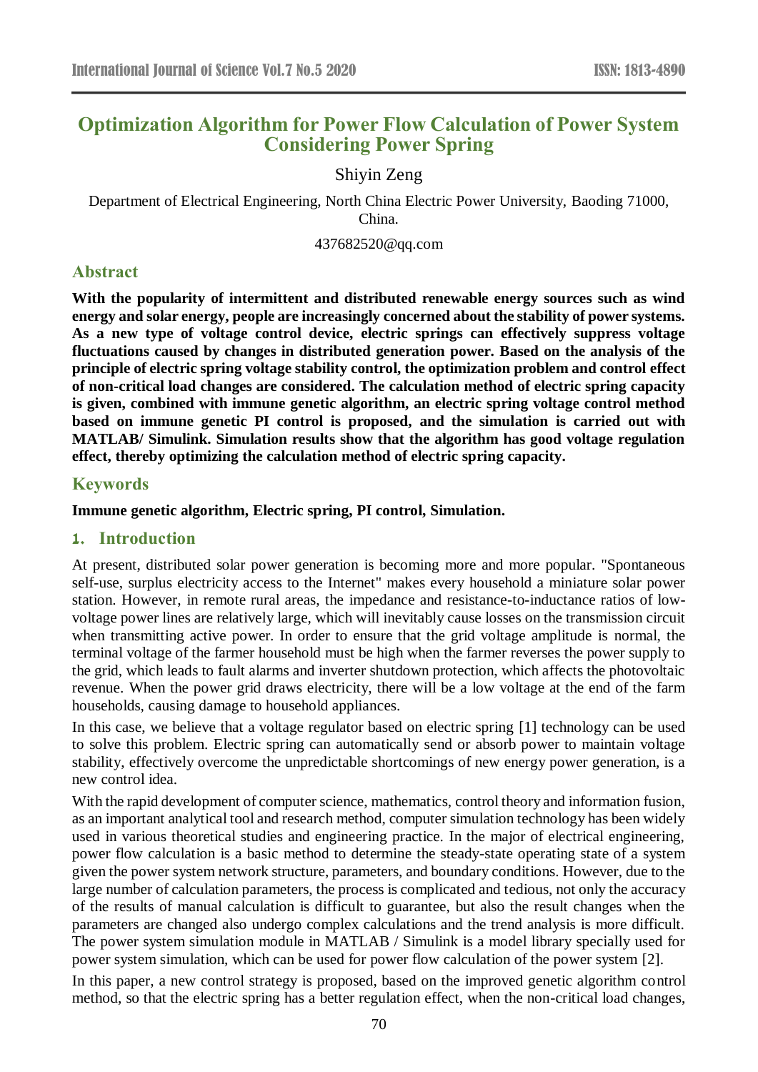# Optimization Algorithm for Power Flow Calculation of Power System Considering Power Spring

Shiyin Zeng

Department of Electrical Engineering, North China Electric Power University, Baoding 71000, China.

437682520@qq.com

## Abstract

**With the popularity of intermittent and distributed renewable energy sources such as wind energy and solar energy, people are increasingly concerned about the stability of power systems. As a new type of voltage control device, electric springs can effectively suppress voltage fluctuations caused by changes in distributed generation power. Based on the analysis of the principle of electric spring voltage stability control, the optimization problem and control effect of non-critical load changes are considered. The calculation method of electric spring capacity is given, combined with immune genetic algorithm, an electric spring voltage control method based on immune genetic PI control is proposed, and the simulation is carried out with MATLAB/ Simulink. Simulation results show that the algorithm has good voltage regulation effect, thereby optimizing the calculation method of electric spring capacity.**

## Keywords

**Immune genetic algorithm, Electric spring, PI control, Simulation.**

## 1. Introduction

At present, distributed solar power generation is becoming more and more popular. "Spontaneous self-use, surplus electricity access to the Internet" makes every household a miniature solar power station. However, in remote rural areas, the impedance and resistance-to-inductance ratios of low-voltage power lines are relatively large, which will inevitably cause losses on the transmission circuit when transmitting active power. In order to ensure that the grid voltage amplitude is normal, the terminal voltage of the farmer household must be high when the farmer reverses the power supply to the grid, which leads to fault alarms and inverter shutdown protection, which affects the photovoltaic revenue. When the power grid draws electricity, there will be a low voltage at the end of the farm households, causing damage to household appliances.

In this case, we believe that a voltage regulator based on electric spring [1] technology can be used to solve this problem. Electric spring can automatically send or absorb power to maintain voltage stability, effectively overcome the unpredictable shortcomings of new energy power generation, is a new control idea.

With the rapid development of computer science, mathematics, control theory and information fusion, as an important analytical tool and research method, computer simulation technology has been widely used in various theoretical studies and engineering practice. In the major of electrical engineering, power flow calculation is a basic method to determine the steady-state operating state of a system given the power system network structure, parameters, and boundary conditions. However, due to the large number of calculation parameters, the process is complicated and tedious, not only the accuracy of the results of manual calculation is difficult to guarantee, but also the result changes when the parameters are changed also undergo complex calculations and the trend analysis is more difficult. The power system simulation module in MATLAB / Simulink is a model library specially used for power system simulation, which can be used for power flow calculation of the power system [2].

In this paper, a new control strategy is proposed, based on the improved genetic algorithm control method, so that the electric spring has a better regulation effect, when the non-critical load changes,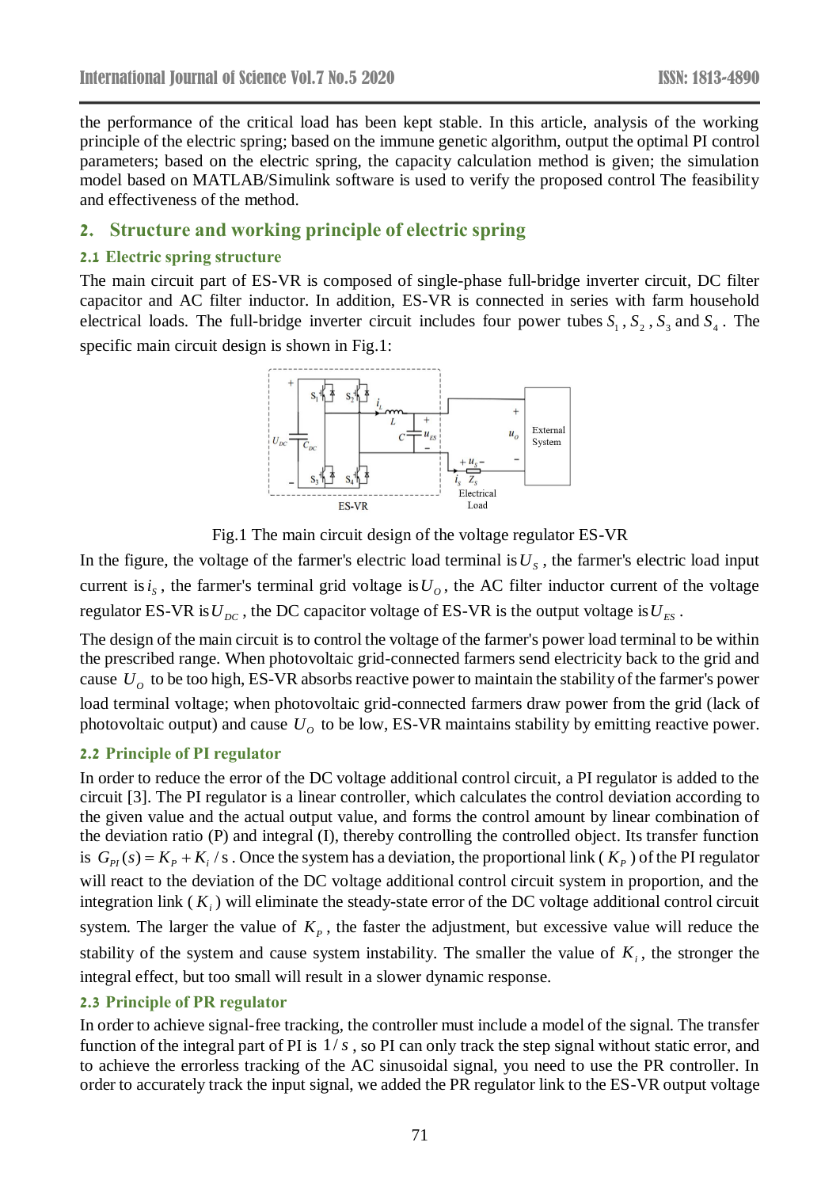the performance of the critical load has been kept stable. In this article, analysis of the working principle of the electric spring; based on the immune genetic algorithm, output the optimal PI control parameters; based on the electric spring, the capacity calculation method is given; the simulation model based on MATLAB/Simulink software is used to verify the proposed control The feasibility and effectiveness of the method.

## 2. Structure and working principle of electric spring

### 2.1 Electric spring structure

The main circuit part of ES-VR is composed of single-phase full-bridge inverter circuit, DC filter capacitor and AC filter inductor. In addition, ES-VR is connected in series with farm household electrical loads. The full-bridge inverter circuit includes four power tubes $S_1$, $S_2$, $S_3$ and $S_4$. The specific main circuit design is shown in Fig.1:

Fig.1 The main circuit design of the voltage regulator ES-VR

In the figure, the voltage of the farmer's electric load terminal is $U_S$, the farmer's electric load input current is $i_S$, the farmer's terminal grid voltage is $U_O$, the AC filter inductor current of the voltage regulator ES-VR is $U_{DC}$, the DC capacitor voltage of ES-VR is the output voltage is $U_{ES}$.

The design of the main circuit is to control the voltage of the farmer's power load terminal to be within the prescribed range. When photovoltaic grid-connected farmers send electricity back to the grid and cause $U_O$ to be too high, ES-VR absorbs reactive power to maintain the stability of the farmer's power load terminal voltage; when photovoltaic grid-connected farmers draw power from the grid (lack of photovoltaic output) and cause $U_O$ to be low, ES-VR maintains stability by emitting reactive power.

### 2.2 Principle of PI regulator

In order to reduce the error of the DC voltage additional control circuit, a PI regulator is added to the circuit [3]. The PI regulator is a linear controller, which calculates the control deviation according to the given value and the actual output value, and forms the control amount by linear combination of the deviation ratio (P) and integral (I), thereby controlling the controlled object. Its transfer function is $G_{PI}(s) = K_P + K_i / s$. Once the system has a deviation, the proportional link ($K_P$) of the PI regulator will react to the deviation of the DC voltage additional control circuit system in proportion, and the integration link ($K_i$) will eliminate the steady-state error of the DC voltage additional control circuit system. The larger the value of $K_P$, the faster the adjustment, but excessive value will reduce the stability of the system and cause system instability. The smaller the value of $K_i$, the stronger the integral effect, but too small will result in a slower dynamic response.

### 2.3 Principle of PR regulator

In order to achieve signal-free tracking, the controller must include a model of the signal. The transfer function of the integral part of PI is $1/s$, so PI can only track the step signal without static error, and to achieve the errorless tracking of the AC sinusoidal signal, you need to use the PR controller. In order to accurately track the input signal, we added the PR regulator link to the ES-VR output voltage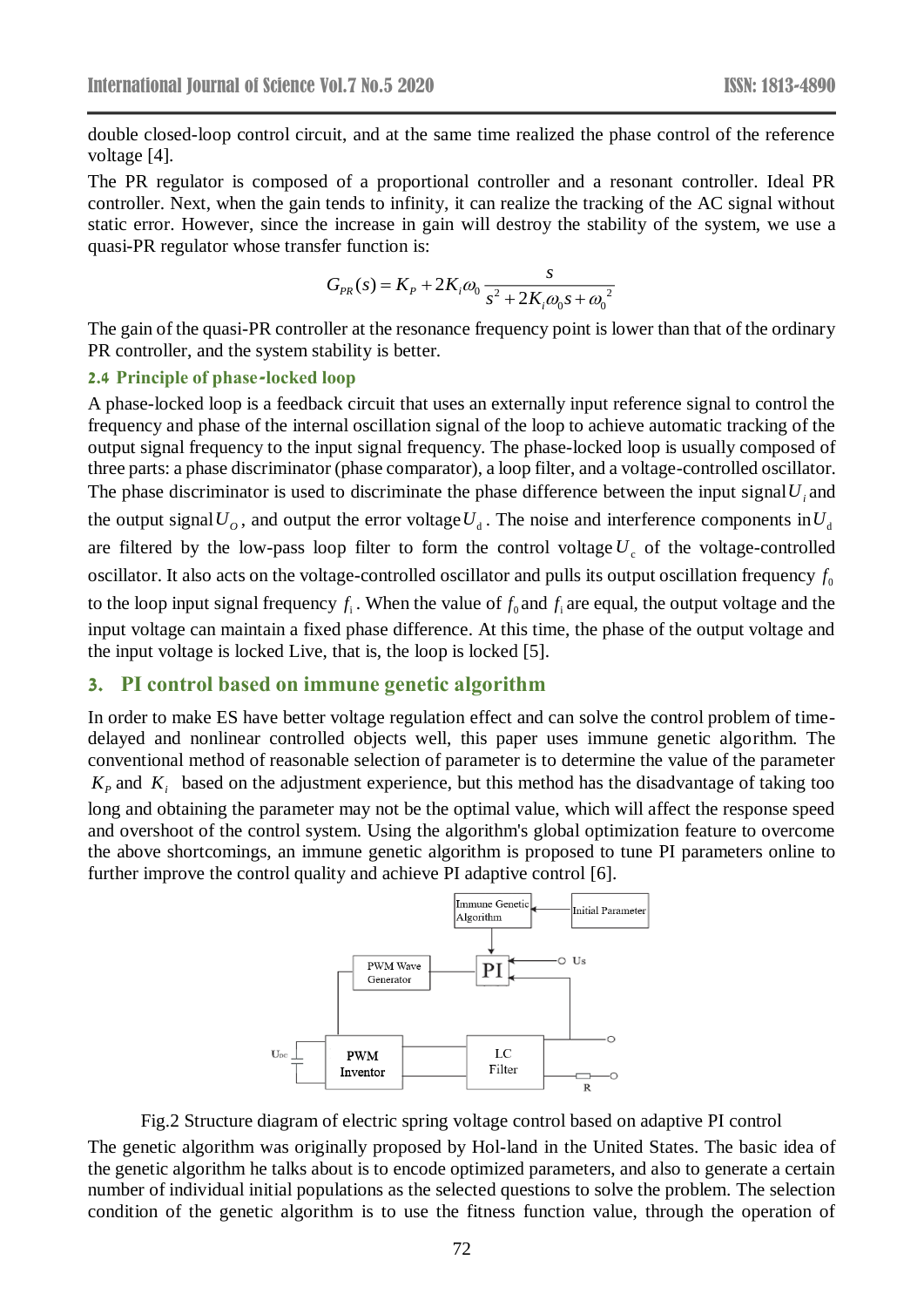double closed-loop control circuit, and at the same time realized the phase control of the reference voltage [4].

The PR regulator is composed of a proportional controller and a resonant controller. Ideal PR controller. Next, when the gain tends to infinity, it can realize the tracking of the AC signal without static error. However, since the increase in gain will destroy the stability of the system, we use a quasi-PR regulator whose transfer function is:

$$G_{PR}(s) = K_P + 2K_i\omega_0 \frac{s}{s^2 + 2K_i\omega_0 s + \omega_0^2}$$

The gain of the quasi-PR controller at the resonance frequency point is lower than that of the ordinary PR controller, and the system stability is better.

### 2.4 Principle of phase-locked loop

A phase-locked loop is a feedback circuit that uses an externally input reference signal to control the frequency and phase of the internal oscillation signal of the loop to achieve automatic tracking of the output signal frequency to the input signal frequency. The phase-locked loop is usually composed of three parts: a phase discriminator (phase comparator), a loop filter, and a voltage-controlled oscillator. The phase discriminator is used to discriminate the phase difference between the input signal $U_i$ and the output signal $U_O$, and output the error voltage $U_d$. The noise and interference components in $U_d$ are filtered by the low-pass loop filter to form the control voltage $U_c$ of the voltage-controlled oscillator. It also acts on the voltage-controlled oscillator and pulls its output oscillation frequency $f_0$ to the loop input signal frequency $f_i$. When the value of $f_0$ and $f_i$ are equal, the output voltage and the input voltage can maintain a fixed phase difference. At this time, the phase of the output voltage and the input voltage is locked Live, that is, the loop is locked [5].

## 3. PI control based on immune genetic algorithm

In order to make ES have better voltage regulation effect and can solve the control problem of time-delayed and nonlinear controlled objects well, this paper uses immune genetic algorithm. The conventional method of reasonable selection of parameter is to determine the value of the parameter $K_P$ and $K_i$ based on the adjustment experience, but this method has the disadvantage of taking too long and obtaining the parameter may not be the optimal value, which will affect the response speed and overshoot of the control system. Using the algorithm's global optimization feature to overcome the above shortcomings, an immune genetic algorithm is proposed to tune PI parameters online to further improve the control quality and achieve PI adaptive control [6].

Fig.2 Structure diagram of electric spring voltage control based on adaptive PI control

The genetic algorithm was originally proposed by Hol-land in the United States. The basic idea of the genetic algorithm he talks about is to encode optimized parameters, and also to generate a certain number of individual initial populations as the selected questions to solve the problem. The selection condition of the genetic algorithm is to use the fitness function value, through the operation of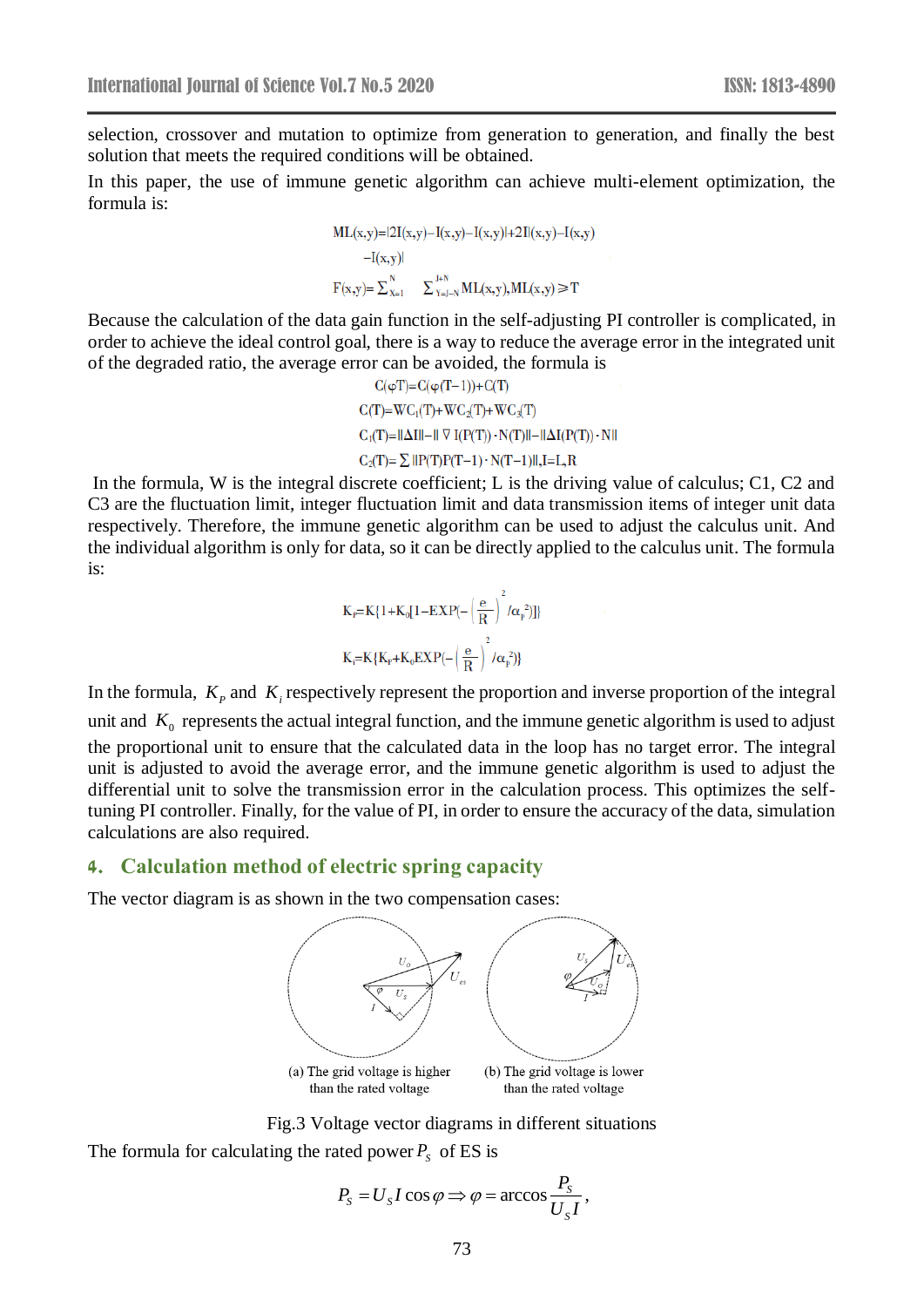selection, crossover and mutation to optimize from generation to generation, and finally the best solution that meets the required conditions will be obtained.

In this paper, the use of immune genetic algorithm can achieve multi-element optimization, the formula is:

$$ML(x,y)=|2I(x,y)-I(x,y)-I(x,y)|+2I|(x,y)-I(x,y)$$
$$-I(x,y)|$$
$$F(x,y)=\sum_{X=1}^{N}\sum_{Y=I-N}^{I+N}ML(x,y),ML(x,y)\geqslant T$$

Because the calculation of the data gain function in the self-adjusting PI controller is complicated, in order to achieve the ideal control goal, there is a way to reduce the average error in the integrated unit of the degraded ratio, the average error can be avoided, the formula is

$$C(\varphi T)=C(\varphi(T-1))+C(T)$$
$$C(T)=WC_1(T)+WC_2(T)+WC_3(T)$$
$$C_1(T)=\|\Delta I\|-\|\nabla I(P(T))\cdot N(T)\|-\|\Delta I(P(T))\cdot N\|$$
$$C_2(T)=\sum\|P(T)P(T-1)\cdot N(T-1)\|,I=L,R$$

In the formula, W is the integral discrete coefficient; L is the driving value of calculus; C1, C2 and C3 are the fluctuation limit, integer fluctuation limit and data transmission items of integer unit data respectively. Therefore, the immune genetic algorithm can be used to adjust the calculus unit. And the individual algorithm is only for data, so it can be directly applied to the calculus unit. The formula is:

$$K_P=K\{1+K_0[1-EXP(-\left(\frac{e}{R}\right)^2/\alpha_P^2)]\}$$

$$K_i=K\{K_P+K_0EXP(-\left(\frac{e}{R}\right)^2/\alpha_P^2)\}$$

In the formula, $K_P$ and $K_i$ respectively represent the proportion and inverse proportion of the integral unit and $K_0$ represents the actual integral function, and the immune genetic algorithm is used to adjust the proportional unit to ensure that the calculated data in the loop has no target error. The integral unit is adjusted to avoid the average error, and the immune genetic algorithm is used to adjust the differential unit to solve the transmission error in the calculation process. This optimizes the self-tuning PI controller. Finally, for the value of PI, in order to ensure the accuracy of the data, simulation calculations are also required.

## 4. Calculation method of electric spring capacity

The vector diagram is as shown in the two compensation cases:

(a) The grid voltage is higher than the rated voltage (b) The grid voltage is lower than the rated voltage

Fig.3 Voltage vector diagrams in different situations

The formula for calculating the rated power $P_S$ of ES is

$$P_S=U_SI\cos\varphi \Rightarrow \varphi=\arccos\frac{P_S}{U_SI},$$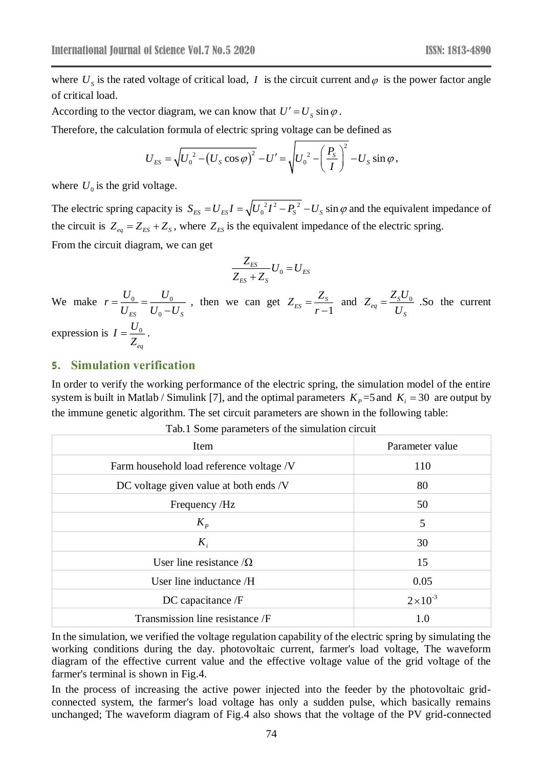where $U_S$ is the rated voltage of critical load, $I$ is the circuit current and $\varphi$ is the power factor angle of critical load.

According to the vector diagram, we can know that $U' = U_S \sin\varphi$.

Therefore, the calculation formula of electric spring voltage can be defined as

$$U_{ES} = \sqrt{{U_0}^2 - (U_S \cos\varphi)^2} - U' = \sqrt{{U_0}^2 - \left(\frac{P_S}{I}\right)^2} - U_S \sin\varphi,$$

where $U_0$ is the grid voltage.

The electric spring capacity is $S_{ES} = U_{ES} I = \sqrt{{U_0}^2 I^2 - {P_S}^2} - U_S \sin\varphi$ and the equivalent impedance of the circuit is $Z_{eq} = Z_{ES} + Z_S$, where $Z_{ES}$ is the equivalent impedance of the electric spring.

From the circuit diagram, we can get

$$\frac{Z_{ES}}{Z_{ES} + Z_S} U_0 = U_{ES}$$

We make $r = \frac{U_0}{U_{ES}} = \frac{U_0}{U_0 - U_S}$, then we can get $Z_{ES} = \frac{Z_S}{r-1}$ and $Z_{eq} = \frac{Z_S U_0}{U_S}$. So the current expression is $I = \frac{U_0}{Z_{eq}}$.

## 5. Simulation verification

In order to verify the working performance of the electric spring, the simulation model of the entire system is built in Matlab / Simulink [7], and the optimal parameters $K_P$=5 and $K_i = 30$ are output by the immune genetic algorithm. The set circuit parameters are shown in the following table:

Tab.1 Some parameters of the simulation circuit

| Item | Parameter value |
|---|---|
| Farm household load reference voltage /V | 110 |
| DC voltage given value at both ends /V | 80 |
| Frequency /Hz | 50 |
| $K_P$ | 5 |
| $K_i$ | 30 |
| User line resistance /Ω | 15 |
| User line inductance /H | 0.05 |
| DC capacitance /F | $2\times10^{-3}$ |
| Transmission line resistance /F | 1.0 |

In the simulation, we verified the voltage regulation capability of the electric spring by simulating the working conditions during the day. photovoltaic current, farmer's load voltage, The waveform diagram of the effective current value and the effective voltage value of the grid voltage of the farmer's terminal is shown in Fig.4.

In the process of increasing the active power injected into the feeder by the photovoltaic grid-connected system, the farmer's load voltage has only a sudden pulse, which basically remains unchanged; The waveform diagram of Fig.4 also shows that the voltage of the PV grid-connected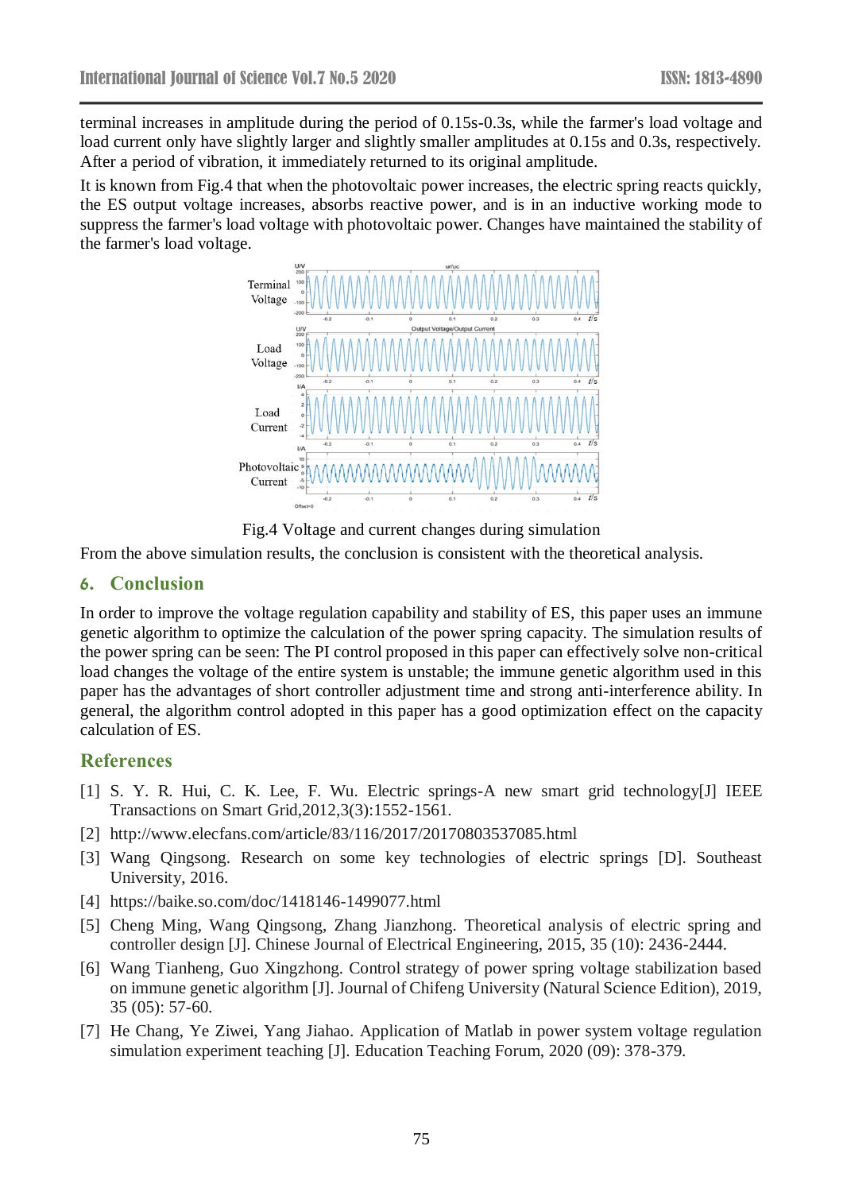terminal increases in amplitude during the period of 0.15s-0.3s, while the farmer's load voltage and load current only have slightly larger and slightly smaller amplitudes at 0.15s and 0.3s, respectively. After a period of vibration, it immediately returned to its original amplitude.

It is known from Fig.4 that when the photovoltaic power increases, the electric spring reacts quickly, the ES output voltage increases, absorbs reactive power, and is in an inductive working mode to suppress the farmer's load voltage with photovoltaic power. Changes have maintained the stability of the farmer's load voltage.

Terminal Voltage

Load Voltage

Load Current

Photovoltaic Current

Fig.4 Voltage and current changes during simulation

From the above simulation results, the conclusion is consistent with the theoretical analysis.

## 6. Conclusion

In order to improve the voltage regulation capability and stability of ES, this paper uses an immune genetic algorithm to optimize the calculation of the power spring capacity. The simulation results of the power spring can be seen: The PI control proposed in this paper can effectively solve non-critical load changes the voltage of the entire system is unstable; the immune genetic algorithm used in this paper has the advantages of short controller adjustment time and strong anti-interference ability. In general, the algorithm control adopted in this paper has a good optimization effect on the capacity calculation of ES.

## References

[1] S. Y. R. Hui, C. K. Lee, F. Wu. Electric springs-A new smart grid technology[J] IEEE Transactions on Smart Grid,2012,3(3):1552-1561.

[2] http://www.elecfans.com/article/83/116/2017/20170803537085.html

[3] Wang Qingsong. Research on some key technologies of electric springs [D]. Southeast University, 2016.

[4] https://baike.so.com/doc/1418146-1499077.html

[5] Cheng Ming, Wang Qingsong, Zhang Jianzhong. Theoretical analysis of electric spring and controller design [J]. Chinese Journal of Electrical Engineering, 2015, 35 (10): 2436-2444.

[6] Wang Tianheng, Guo Xingzhong. Control strategy of power spring voltage stabilization based on immune genetic algorithm [J]. Journal of Chifeng University (Natural Science Edition), 2019, 35 (05): 57-60.

[7] He Chang, Ye Ziwei, Yang Jiahao. Application of Matlab in power system voltage regulation simulation experiment teaching [J]. Education Teaching Forum, 2020 (09): 378-379.